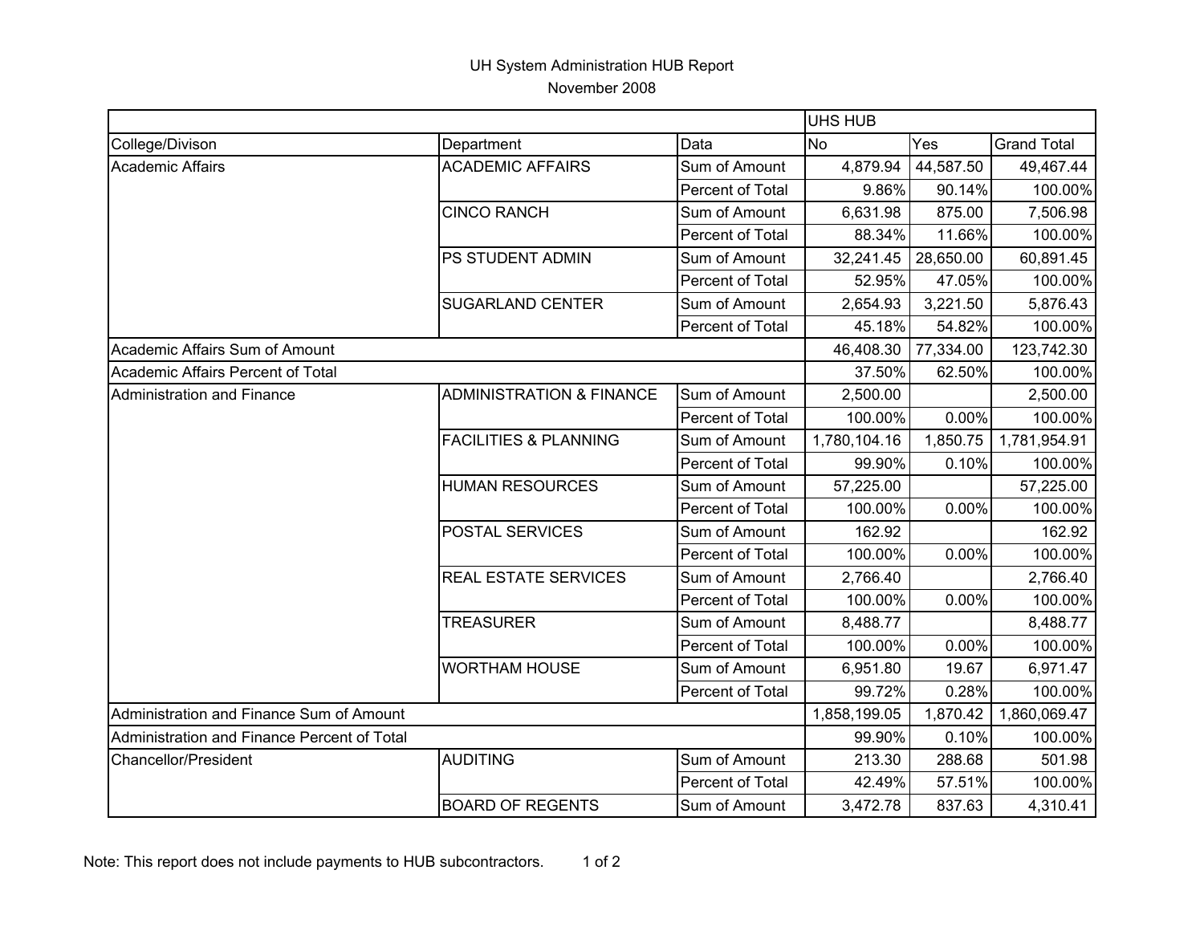# UH System Administration HUB Report

November 2008

| | | | UHS HUB | | |
|---|---|---|---|---|---|
| College/Divison | Department | Data | No | Yes | Grand Total |
| Academic Affairs | ACADEMIC AFFAIRS | Sum of Amount | 4,879.94 | 44,587.50 | 49,467.44 |
| | | Percent of Total | 9.86% | 90.14% | 100.00% |
| | CINCO RANCH | Sum of Amount | 6,631.98 | 875.00 | 7,506.98 |
| | | Percent of Total | 88.34% | 11.66% | 100.00% |
| | PS STUDENT ADMIN | Sum of Amount | 32,241.45 | 28,650.00 | 60,891.45 |
| | | Percent of Total | 52.95% | 47.05% | 100.00% |
| | SUGARLAND CENTER | Sum of Amount | 2,654.93 | 3,221.50 | 5,876.43 |
| | | Percent of Total | 45.18% | 54.82% | 100.00% |
| Academic Affairs Sum of Amount | | | 46,408.30 | 77,334.00 | 123,742.30 |
| Academic Affairs Percent of Total | | | 37.50% | 62.50% | 100.00% |
| Administration and Finance | ADMINISTRATION & FINANCE | Sum of Amount | 2,500.00 | | 2,500.00 |
| | | Percent of Total | 100.00% | 0.00% | 100.00% |
| | FACILITIES & PLANNING | Sum of Amount | 1,780,104.16 | 1,850.75 | 1,781,954.91 |
| | | Percent of Total | 99.90% | 0.10% | 100.00% |
| | HUMAN RESOURCES | Sum of Amount | 57,225.00 | | 57,225.00 |
| | | Percent of Total | 100.00% | 0.00% | 100.00% |
| | POSTAL SERVICES | Sum of Amount | 162.92 | | 162.92 |
| | | Percent of Total | 100.00% | 0.00% | 100.00% |
| | REAL ESTATE SERVICES | Sum of Amount | 2,766.40 | | 2,766.40 |
| | | Percent of Total | 100.00% | 0.00% | 100.00% |
| | TREASURER | Sum of Amount | 8,488.77 | | 8,488.77 |
| | | Percent of Total | 100.00% | 0.00% | 100.00% |
| | WORTHAM HOUSE | Sum of Amount | 6,951.80 | 19.67 | 6,971.47 |
| | | Percent of Total | 99.72% | 0.28% | 100.00% |
| Administration and Finance Sum of Amount | | | 1,858,199.05 | 1,870.42 | 1,860,069.47 |
| Administration and Finance Percent of Total | | | 99.90% | 0.10% | 100.00% |
| Chancellor/President | AUDITING | Sum of Amount | 213.30 | 288.68 | 501.98 |
| | | Percent of Total | 42.49% | 57.51% | 100.00% |
| | BOARD OF REGENTS | Sum of Amount | 3,472.78 | 837.63 | 4,310.41 |

Note: This report does not include payments to HUB subcontractors.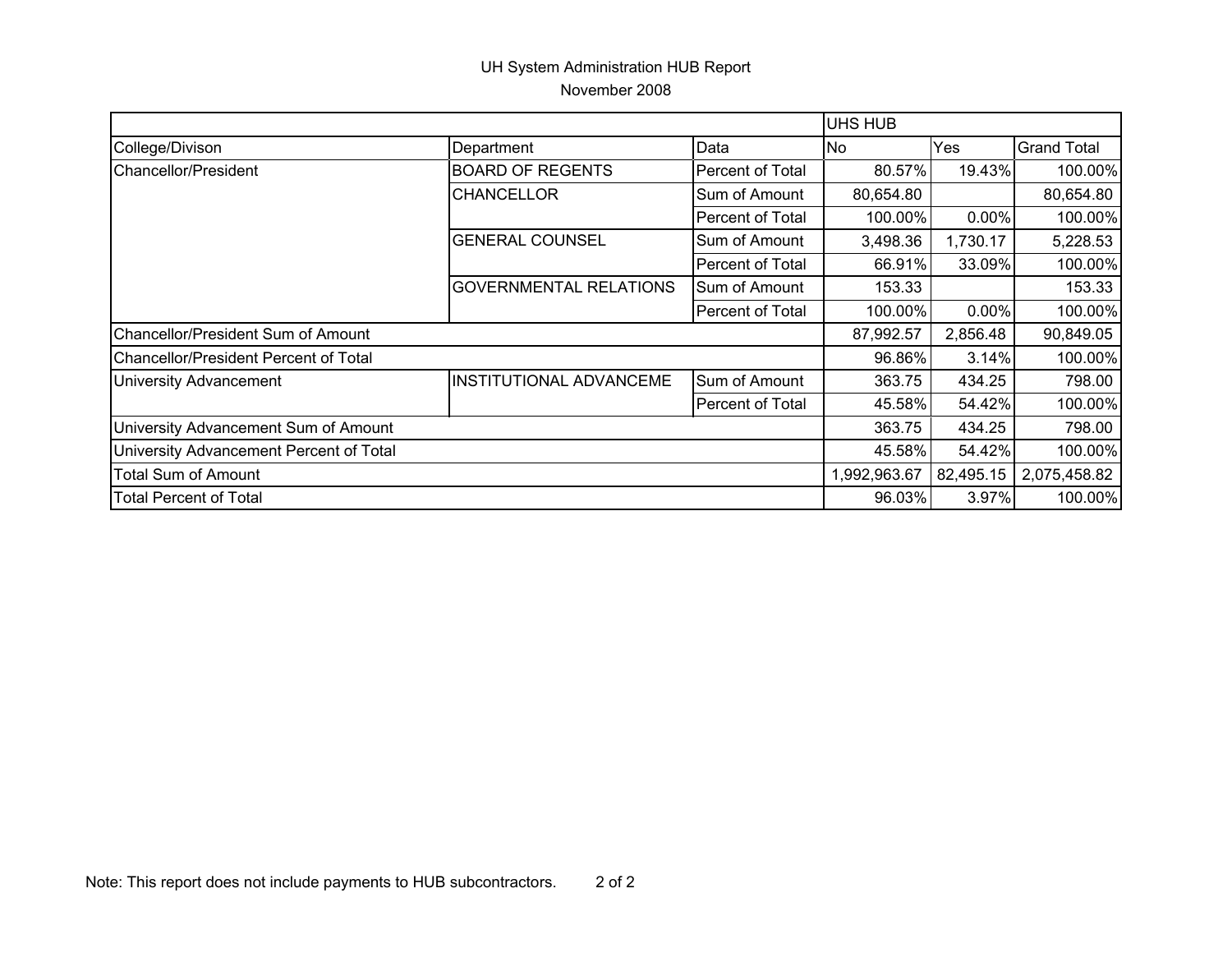UH System Administration HUB Report

November 2008

| | | | UHS HUB | | |
|---|---|---|---|---|---|
| College/Divison | Department | Data | No | Yes | Grand Total |
| Chancellor/President | BOARD OF REGENTS | Percent of Total | 80.57% | 19.43% | 100.00% |
| | CHANCELLOR | Sum of Amount | 80,654.80 | | 80,654.80 |
| | | Percent of Total | 100.00% | 0.00% | 100.00% |
| | GENERAL COUNSEL | Sum of Amount | 3,498.36 | 1,730.17 | 5,228.53 |
| | | Percent of Total | 66.91% | 33.09% | 100.00% |
| | GOVERNMENTAL RELATIONS | Sum of Amount | 153.33 | | 153.33 |
| | | Percent of Total | 100.00% | 0.00% | 100.00% |
| Chancellor/President Sum of Amount | | | 87,992.57 | 2,856.48 | 90,849.05 |
| Chancellor/President Percent of Total | | | 96.86% | 3.14% | 100.00% |
| University Advancement | INSTITUTIONAL ADVANCEME | Sum of Amount | 363.75 | 434.25 | 798.00 |
| | | Percent of Total | 45.58% | 54.42% | 100.00% |
| University Advancement Sum of Amount | | | 363.75 | 434.25 | 798.00 |
| University Advancement Percent of Total | | | 45.58% | 54.42% | 100.00% |
| Total Sum of Amount | | | 1,992,963.67 | 82,495.15 | 2,075,458.82 |
| Total Percent of Total | | | 96.03% | 3.97% | 100.00% |

Note: This report does not include payments to HUB subcontractors.